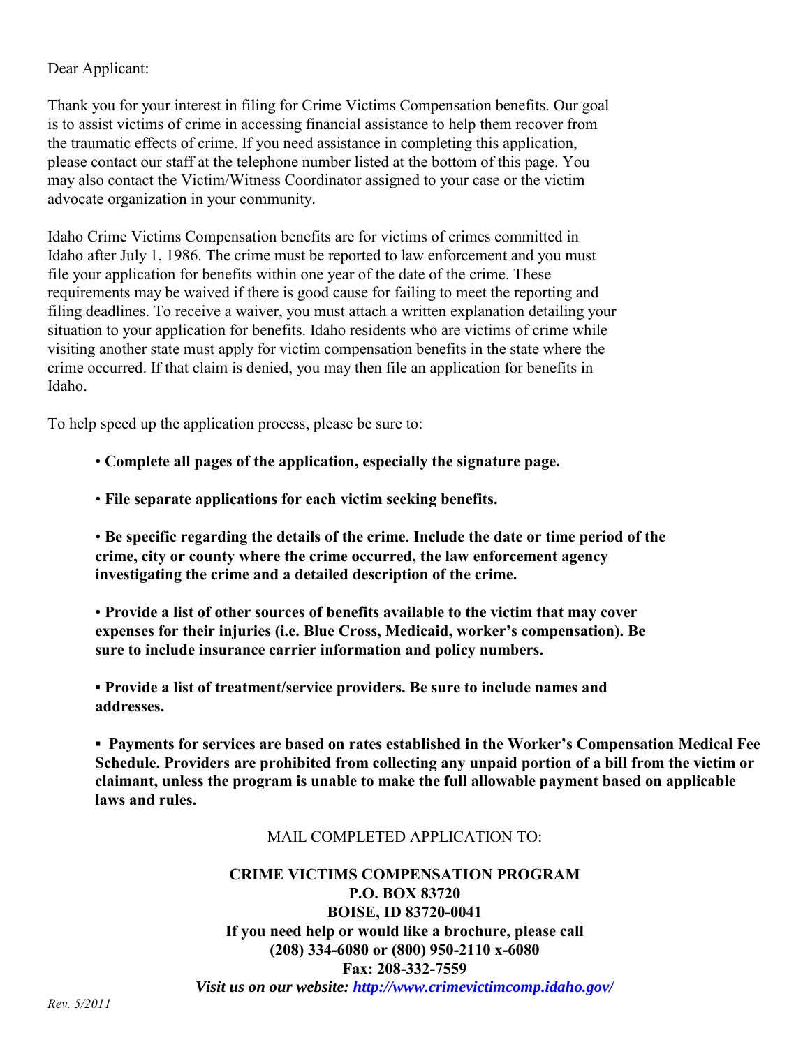Dear Applicant:

Thank you for your interest in filing for Crime Victims Compensation benefits. Our goal is to assist victims of crime in accessing financial assistance to help them recover from the traumatic effects of crime. If you need assistance in completing this application, please contact our staff at the telephone number listed at the bottom of this page. You may also contact the Victim/Witness Coordinator assigned to your case or the victim advocate organization in your community.

Idaho Crime Victims Compensation benefits are for victims of crimes committed in Idaho after July 1, 1986. The crime must be reported to law enforcement and you must file your application for benefits within one year of the date of the crime. These requirements may be waived if there is good cause for failing to meet the reporting and filing deadlines. To receive a waiver, you must attach a written explanation detailing your situation to your application for benefits. Idaho residents who are victims of crime while visiting another state must apply for victim compensation benefits in the state where the crime occurred. If that claim is denied, you may then file an application for benefits in Idaho.

To help speed up the application process, please be sure to:

- **Complete all pages of the application, especially the signature page.**
- **File separate applications for each victim seeking benefits.**
- **Be specific regarding the details of the crime. Include the date or time period of the crime, city or county where the crime occurred, the law enforcement agency investigating the crime and a detailed description of the crime.**
- **Provide a list of other sources of benefits available to the victim that may cover expenses for their injuries (i.e. Blue Cross, Medicaid, worker's compensation). Be sure to include insurance carrier information and policy numbers.**
- **Provide a list of treatment/service providers. Be sure to include names and addresses.**
- **Payments for services are based on rates established in the Worker's Compensation Medical Fee Schedule. Providers are prohibited from collecting any unpaid portion of a bill from the victim or claimant, unless the program is unable to make the full allowable payment based on applicable laws and rules.**

MAIL COMPLETED APPLICATION TO:

**CRIME VICTIMS COMPENSATION PROGRAM**
**P.O. BOX 83720**
**BOISE, ID 83720-0041**
**If you need help or would like a brochure, please call**
**(208) 334-6080 or (800) 950-2110 x-6080**
**Fax: 208-332-7559**
***Visit us on our website: http://www.crimevictimcomp.idaho.gov/***

*Rev. 5/2011*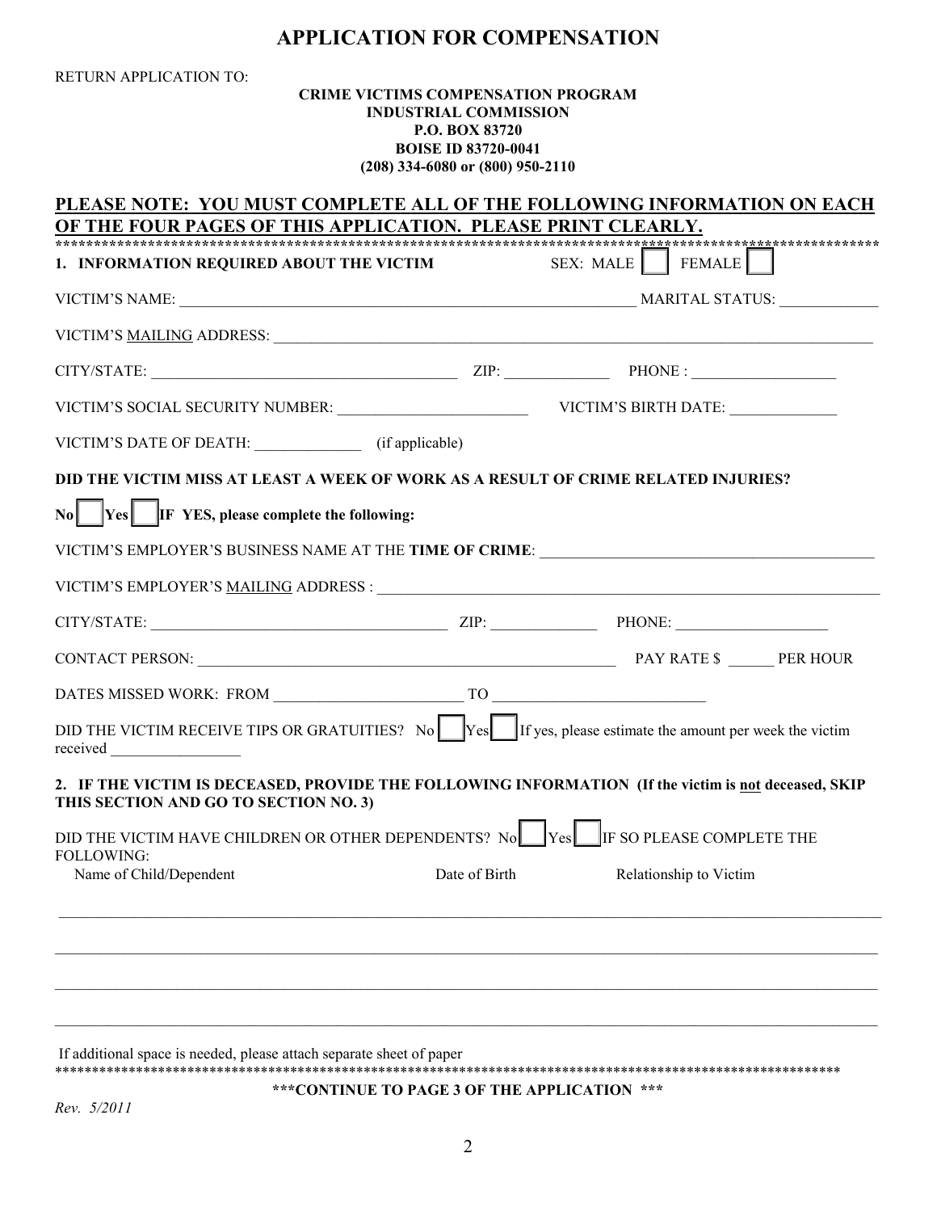# APPLICATION FOR COMPENSATION

RETURN APPLICATION TO:

**CRIME VICTIMS COMPENSATION PROGRAM**
**INDUSTRIAL COMMISSION**
**P.O. BOX 83720**
**BOISE ID 83720-0041**
**(208) 334-6080 or (800) 950-2110**

**PLEASE NOTE: YOU MUST COMPLETE ALL OF THE FOLLOWING INFORMATION ON EACH OF THE FOUR PAGES OF THIS APPLICATION. PLEASE PRINT CLEARLY.**

**************************************************************************************************************

**1. INFORMATION REQUIRED ABOUT THE VICTIM** SEX: MALE ☐ FEMALE ☐

VICTIM'S NAME: ______________________________ MARITAL STATUS: ____________

VICTIM'S MAILING ADDRESS: ______________________________________________

CITY/STATE: ______________________ ZIP: _____________ PHONE : __________________

VICTIM'S SOCIAL SECURITY NUMBER: ________________________ VICTIM'S BIRTH DATE: _____________

VICTIM'S DATE OF DEATH: _____________ (if applicable)

**DID THE VICTIM MISS AT LEAST A WEEK OF WORK AS A RESULT OF CRIME RELATED INJURIES?**

**No** ☐ **Yes** ☐ **IF YES, please complete the following:**

VICTIM'S EMPLOYER'S BUSINESS NAME AT THE **TIME OF CRIME**: ______________________________

VICTIM'S EMPLOYER'S MAILING ADDRESS : ______________________________________________

CITY/STATE: ______________________ ZIP: _____________ PHONE: ___________________

CONTACT PERSON: ______________________________ PAY RATE $ ______ PER HOUR

DATES MISSED WORK: FROM ________________________ TO __________________________

DID THE VICTIM RECEIVE TIPS OR GRATUITIES? No ☐ Yes ☐ If yes, please estimate the amount per week the victim received ________________

**2. IF THE VICTIM IS DECEASED, PROVIDE THE FOLLOWING INFORMATION (If the victim is not deceased, SKIP THIS SECTION AND GO TO SECTION NO. 3)**

DID THE VICTIM HAVE CHILDREN OR OTHER DEPENDENTS? No ☐ Yes ☐ IF SO PLEASE COMPLETE THE FOLLOWING:

| Name of Child/Dependent | Date of Birth | Relationship to Victim |
|---|---|---|
| | | |
| | | |
| | | |
| | | |

If additional space is needed, please attach separate sheet of paper

**************************************************************************************************************

**\*\*\*CONTINUE TO PAGE 3 OF THE APPLICATION \*\*\***

*Rev. 5/2011*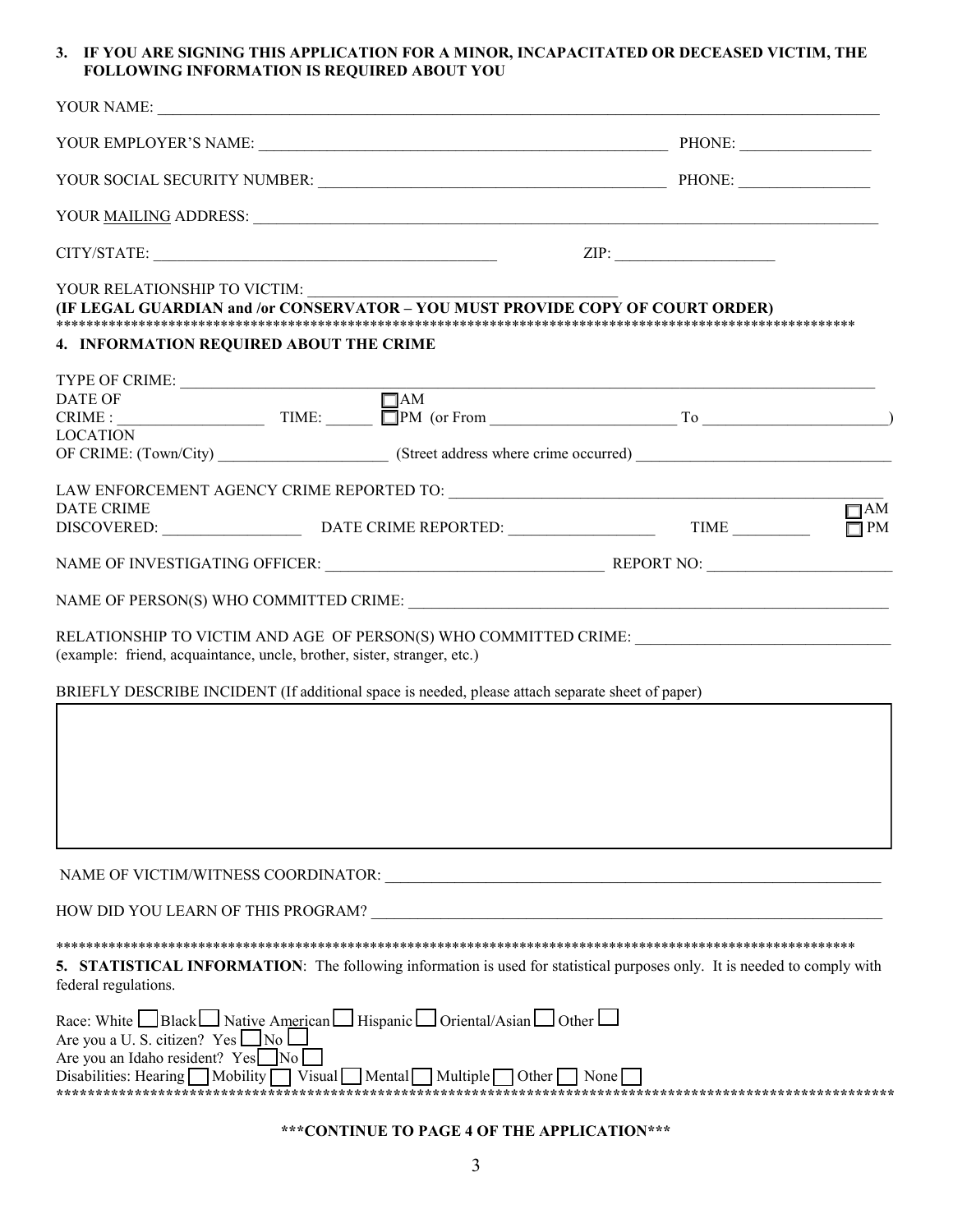**3. IF YOU ARE SIGNING THIS APPLICATION FOR A MINOR, INCAPACITATED OR DECEASED VICTIM, THE FOLLOWING INFORMATION IS REQUIRED ABOUT YOU**

YOUR NAME: ______________________________________________________________________

YOUR EMPLOYER'S NAME: _____________________________________________ PHONE: _______________

YOUR SOCIAL SECURITY NUMBER: ______________________________________ PHONE: _______________

YOUR MAILING ADDRESS: ______________________________________________________________

CITY/STATE: ________________________________________ ZIP: ____________________

YOUR RELATIONSHIP TO VICTIM: ____________________________________

**(IF LEGAL GUARDIAN and /or CONSERVATOR – YOU MUST PROVIDE COPY OF COURT ORDER)**

**************************************************************************************************************

**4. INFORMATION REQUIRED ABOUT THE CRIME**

TYPE OF CRIME: ____________________________________________________________________

DATE OF CRIME : __________________ TIME: ______ ☐AM ☐PM (or From ______________________ To ______________________)

LOCATION OF CRIME: (Town/City) ____________________ (Street address where crime occurred) ______________________________

LAW ENFORCEMENT AGENCY CRIME REPORTED TO: ____________________________________________

DATE CRIME DISCOVERED: _________________ DATE CRIME REPORTED: __________________ TIME _________ ☐AM ☐PM

NAME OF INVESTIGATING OFFICER: _________________________________ REPORT NO: ______________________

NAME OF PERSON(S) WHO COMMITTED CRIME: ________________________________________________

RELATIONSHIP TO VICTIM AND AGE OF PERSON(S) WHO COMMITTED CRIME: ______________________________
(example: friend, acquaintance, uncle, brother, sister, stranger, etc.)

BRIEFLY DESCRIBE INCIDENT (If additional space is needed, please attach separate sheet of paper)

NAME OF VICTIM/WITNESS COORDINATOR: _____________________________________________________

HOW DID YOU LEARN OF THIS PROGRAM? ______________________________________________________

**************************************************************************************************************

**5. STATISTICAL INFORMATION**: The following information is used for statistical purposes only. It is needed to comply with federal regulations.

Race: White ☐ Black ☐ Native American ☐ Hispanic ☐ Oriental/Asian ☐ Other ☐
Are you a U. S. citizen? Yes ☐ No ☐
Are you an Idaho resident? Yes ☐ No ☐
Disabilities: Hearing ☐ Mobility ☐ Visual ☐ Mental ☐ Multiple ☐ Other ☐ None ☐

**************************************************************************************************************

**\*\*\*CONTINUE TO PAGE 4 OF THE APPLICATION\*\*\***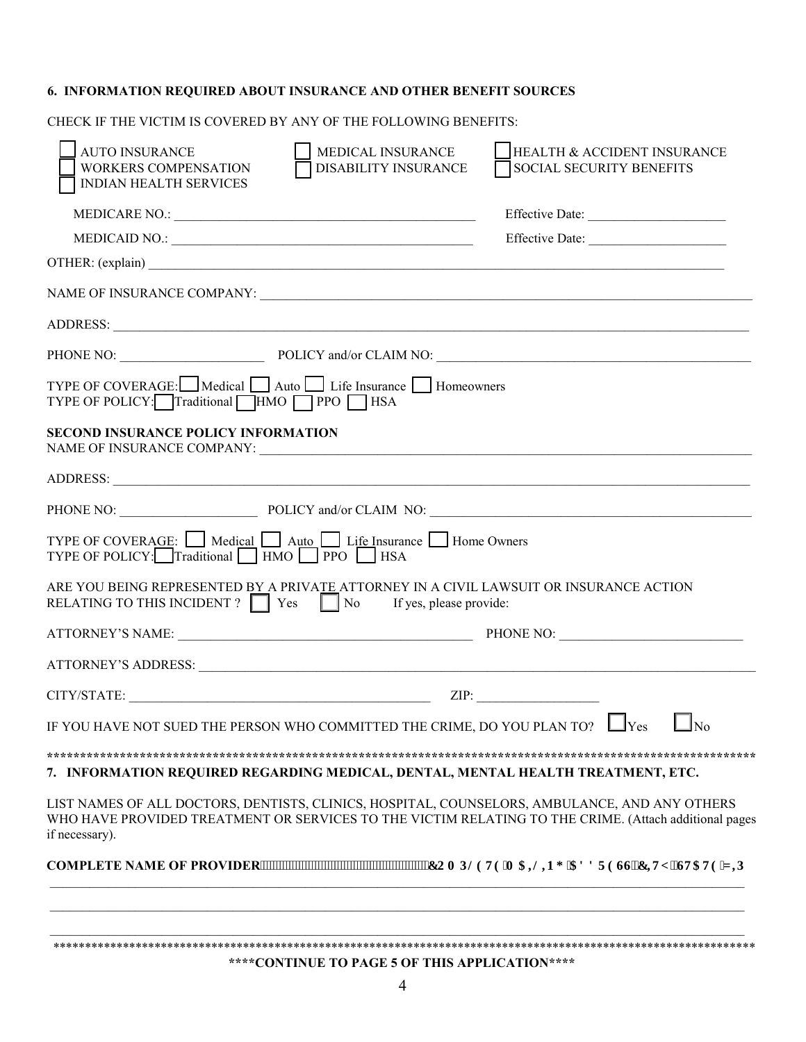## 6. INFORMATION REQUIRED ABOUT INSURANCE AND OTHER BENEFIT SOURCES

CHECK IF THE VICTIM IS COVERED BY ANY OF THE FOLLOWING BENEFITS:

☐ AUTO INSURANCE ☐ MEDICAL INSURANCE ☐ HEALTH & ACCIDENT INSURANCE
☐ WORKERS COMPENSATION ☐ DISABILITY INSURANCE ☐ SOCIAL SECURITY BENEFITS
☐ INDIAN HEALTH SERVICES

MEDICARE NO.: ______________________________________________ Effective Date: ____________________

MEDICAID NO.: ______________________________________________ Effective Date: ____________________

OTHER: (explain) ______________________________________________________________________________

NAME OF INSURANCE COMPANY: __________________________________________________________________

ADDRESS: __________________________________________________________________________________

PHONE NO: _____________________ POLICY and/or CLAIM NO: ____________________________________________

TYPE OF COVERAGE: ☐ Medical ☐ Auto ☐ Life Insurance ☐ Homeowners
TYPE OF POLICY: ☐ Traditional ☐ HMO ☐ PPO ☐ HSA

**SECOND INSURANCE POLICY INFORMATION**
NAME OF INSURANCE COMPANY: __________________________________________________________________

ADDRESS: __________________________________________________________________________________

PHONE NO: _____________________ POLICY and/or CLAIM NO: ____________________________________________

TYPE OF COVERAGE: ☐ Medical ☐ Auto ☐ Life Insurance ☐ Home Owners
TYPE OF POLICY: ☐ Traditional ☐ HMO ☐ PPO ☐ HSA

ARE YOU BEING REPRESENTED BY A PRIVATE ATTORNEY IN A CIVIL LAWSUIT OR INSURANCE ACTION RELATING TO THIS INCIDENT ? ☐ Yes ☐ No If yes, please provide:

ATTORNEY'S NAME: ____________________________________________ PHONE NO: ___________________________

ATTORNEY'S ADDRESS: _________________________________________________________________________

CITY/STATE: ____________________________________________ ZIP: __________________

IF YOU HAVE NOT SUED THE PERSON WHO COMMITTED THE CRIME, DO YOU PLAN TO? ☐ Yes ☐ No

****************************************************************************************************

## 7. INFORMATION REQUIRED REGARDING MEDICAL, DENTAL, MENTAL HEALTH TREATMENT, ETC.

LIST NAMES OF ALL DOCTORS, DENTISTS, CLINICS, HOSPITAL, COUNSELORS, AMBULANCE, AND ANY OTHERS WHO HAVE PROVIDED TREATMENT OR SERVICES TO THE VICTIM RELATING TO THE CRIME. (Attach additional pages if necessary).

**COMPLETE NAME OF PROVIDER COMPLETE MAILING ADDRESS, CITY, STATE, ZIP**

____________________________________________________________________________________________

____________________________________________________________________________________________

____________________________________________________________________________________________

****************************************************************************************************

**\*\*\*\*CONTINUE TO PAGE 5 OF THIS APPLICATION\*\*\*\***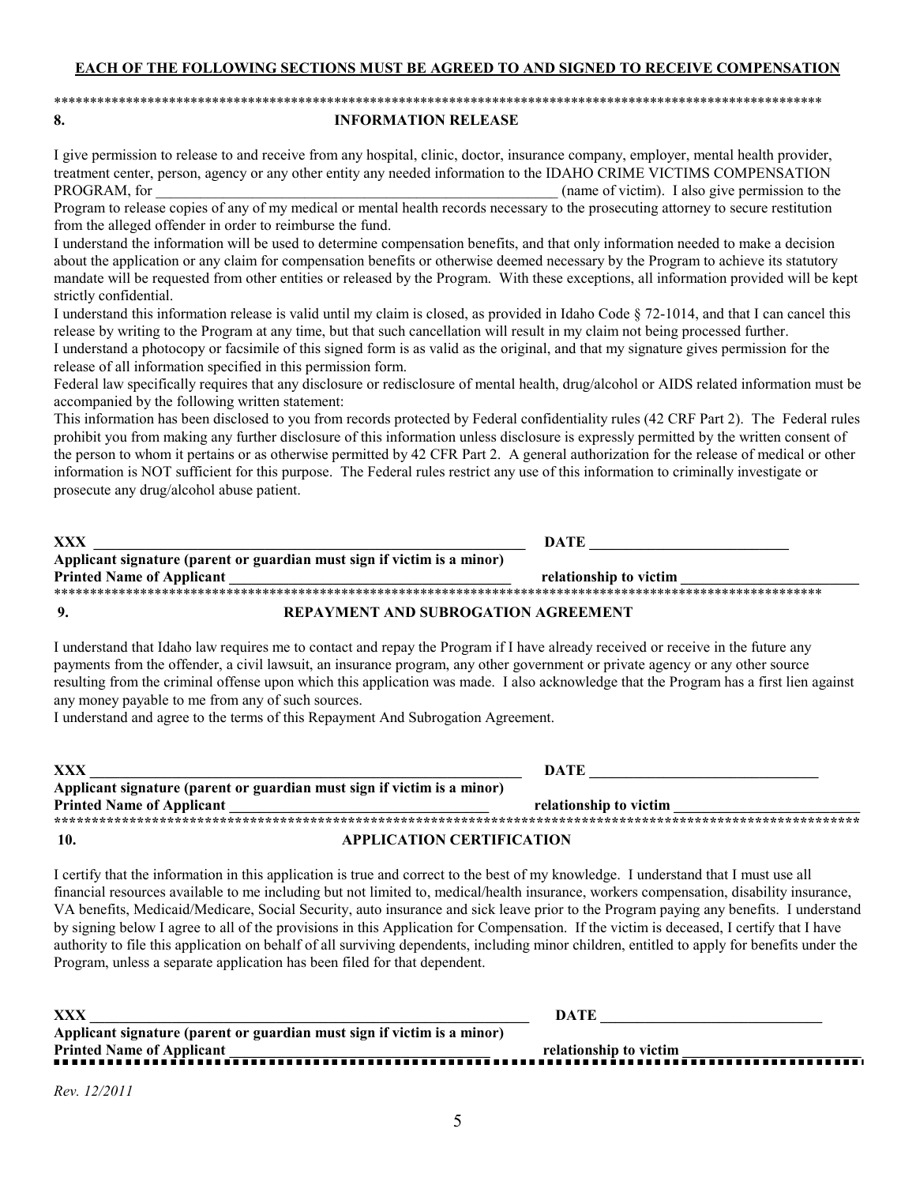**EACH OF THE FOLLOWING SECTIONS MUST BE AGREED TO AND SIGNED TO RECEIVE COMPENSATION**

********************************************************************************************************************

## 8. INFORMATION RELEASE

I give permission to release to and receive from any hospital, clinic, doctor, insurance company, employer, mental health provider, treatment center, person, agency or any other entity any needed information to the IDAHO CRIME VICTIMS COMPENSATION PROGRAM, for ________________________________________________________ (name of victim). I also give permission to the Program to release copies of any of my medical or mental health records necessary to the prosecuting attorney to secure restitution from the alleged offender in order to reimburse the fund.

I understand the information will be used to determine compensation benefits, and that only information needed to make a decision about the application or any claim for compensation benefits or otherwise deemed necessary by the Program to achieve its statutory mandate will be requested from other entities or released by the Program. With these exceptions, all information provided will be kept strictly confidential.

I understand this information release is valid until my claim is closed, as provided in Idaho Code § 72-1014, and that I can cancel this release by writing to the Program at any time, but that such cancellation will result in my claim not being processed further.

I understand a photocopy or facsimile of this signed form is as valid as the original, and that my signature gives permission for the release of all information specified in this permission form.

Federal law specifically requires that any disclosure or redisclosure of mental health, drug/alcohol or AIDS related information must be accompanied by the following written statement:

This information has been disclosed to you from records protected by Federal confidentiality rules (42 CRF Part 2). The Federal rules prohibit you from making any further disclosure of this information unless disclosure is expressly permitted by the written consent of the person to whom it pertains or as otherwise permitted by 42 CFR Part 2. A general authorization for the release of medical or other information is NOT sufficient for this purpose. The Federal rules restrict any use of this information to criminally investigate or prosecute any drug/alcohol abuse patient.

**XXX** ______________________________________________________________ **DATE** ___________________________

**Applicant signature (parent or guardian must sign if victim is a minor)**

**Printed Name of Applicant** _____________________________________ **relationship to victim** _______________________

********************************************************************************************************************

## 9. REPAYMENT AND SUBROGATION AGREEMENT

I understand that Idaho law requires me to contact and repay the Program if I have already received or receive in the future any payments from the offender, a civil lawsuit, an insurance program, any other government or private agency or any other source resulting from the criminal offense upon which this application was made. I also acknowledge that the Program has a first lien against any money payable to me from any of such sources.

I understand and agree to the terms of this Repayment And Subrogation Agreement.

**XXX** ______________________________________________________________ **DATE** ______________________________

**Applicant signature (parent or guardian must sign if victim is a minor)**

**Printed Name of Applicant** ___________________________________ **relationship to victim** ________________________

********************************************************************************************************************

## 10. APPLICATION CERTIFICATION

I certify that the information in this application is true and correct to the best of my knowledge. I understand that I must use all financial resources available to me including but not limited to, medical/health insurance, workers compensation, disability insurance, VA benefits, Medicaid/Medicare, Social Security, auto insurance and sick leave prior to the Program paying any benefits. I understand by signing below I agree to all of the provisions in this Application for Compensation. If the victim is deceased, I certify that I have authority to file this application on behalf of all surviving dependents, including minor children, entitled to apply for benefits under the Program, unless a separate application has been filed for that dependent.

**XXX** ______________________________________________________________ **DATE** ______________________________

**Applicant signature (parent or guardian must sign if victim is a minor)**

**Printed Name of Applicant** ___________________________________ **relationship to victim** ________________________

*Rev. 12/2011*